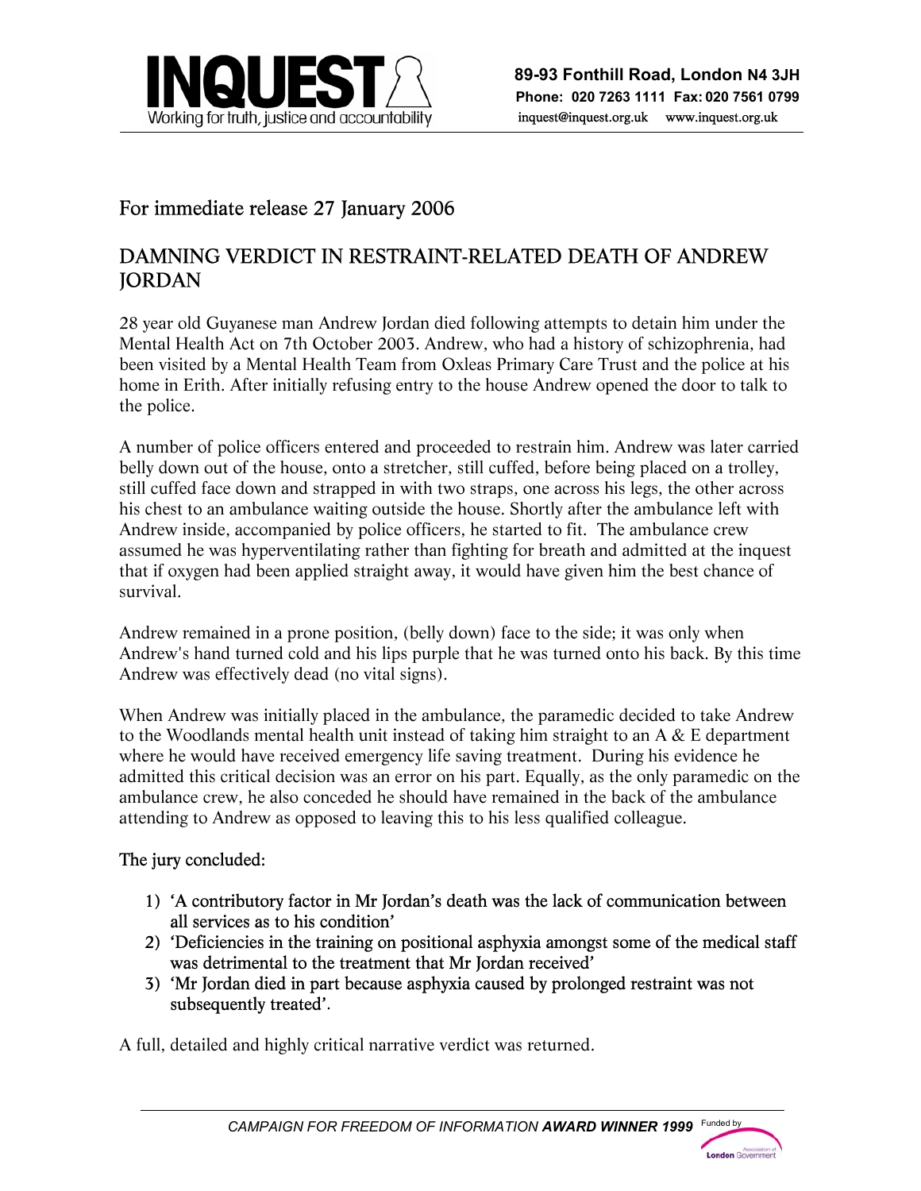INQUEST

Working for truth, justice and accountability

89-93 Fonthill Road, London N4 3JH
Phone: 020 7263 1111 Fax: 020 7561 0799
inquest@inquest.org.uk www.inquest.org.uk

For immediate release 27 January 2006

## DAMNING VERDICT IN RESTRAINT-RELATED DEATH OF ANDREW JORDAN

28 year old Guyanese man Andrew Jordan died following attempts to detain him under the Mental Health Act on 7th October 2003. Andrew, who had a history of schizophrenia, had been visited by a Mental Health Team from Oxleas Primary Care Trust and the police at his home in Erith. After initially refusing entry to the house Andrew opened the door to talk to the police.

A number of police officers entered and proceeded to restrain him. Andrew was later carried belly down out of the house, onto a stretcher, still cuffed, before being placed on a trolley, still cuffed face down and strapped in with two straps, one across his legs, the other across his chest to an ambulance waiting outside the house. Shortly after the ambulance left with Andrew inside, accompanied by police officers, he started to fit. The ambulance crew assumed he was hyperventilating rather than fighting for breath and admitted at the inquest that if oxygen had been applied straight away, it would have given him the best chance of survival.

Andrew remained in a prone position, (belly down) face to the side; it was only when Andrew's hand turned cold and his lips purple that he was turned onto his back. By this time Andrew was effectively dead (no vital signs).

When Andrew was initially placed in the ambulance, the paramedic decided to take Andrew to the Woodlands mental health unit instead of taking him straight to an A & E department where he would have received emergency life saving treatment. During his evidence he admitted this critical decision was an error on his part. Equally, as the only paramedic on the ambulance crew, he also conceded he should have remained in the back of the ambulance attending to Andrew as opposed to leaving this to his less qualified colleague.

**The jury concluded:**

1) **'A contributory factor in Mr Jordan's death was the lack of communication between all services as to his condition'**
2) **'Deficiencies in the training on positional asphyxia amongst some of the medical staff was detrimental to the treatment that Mr Jordan received'**
3) **'Mr Jordan died in part because asphyxia caused by prolonged restraint was not subsequently treated'.**

A full, detailed and highly critical narrative verdict was returned.

*CAMPAIGN FOR FREEDOM OF INFORMATION* ***AWARD WINNER 1999*** Funded by Association of London Government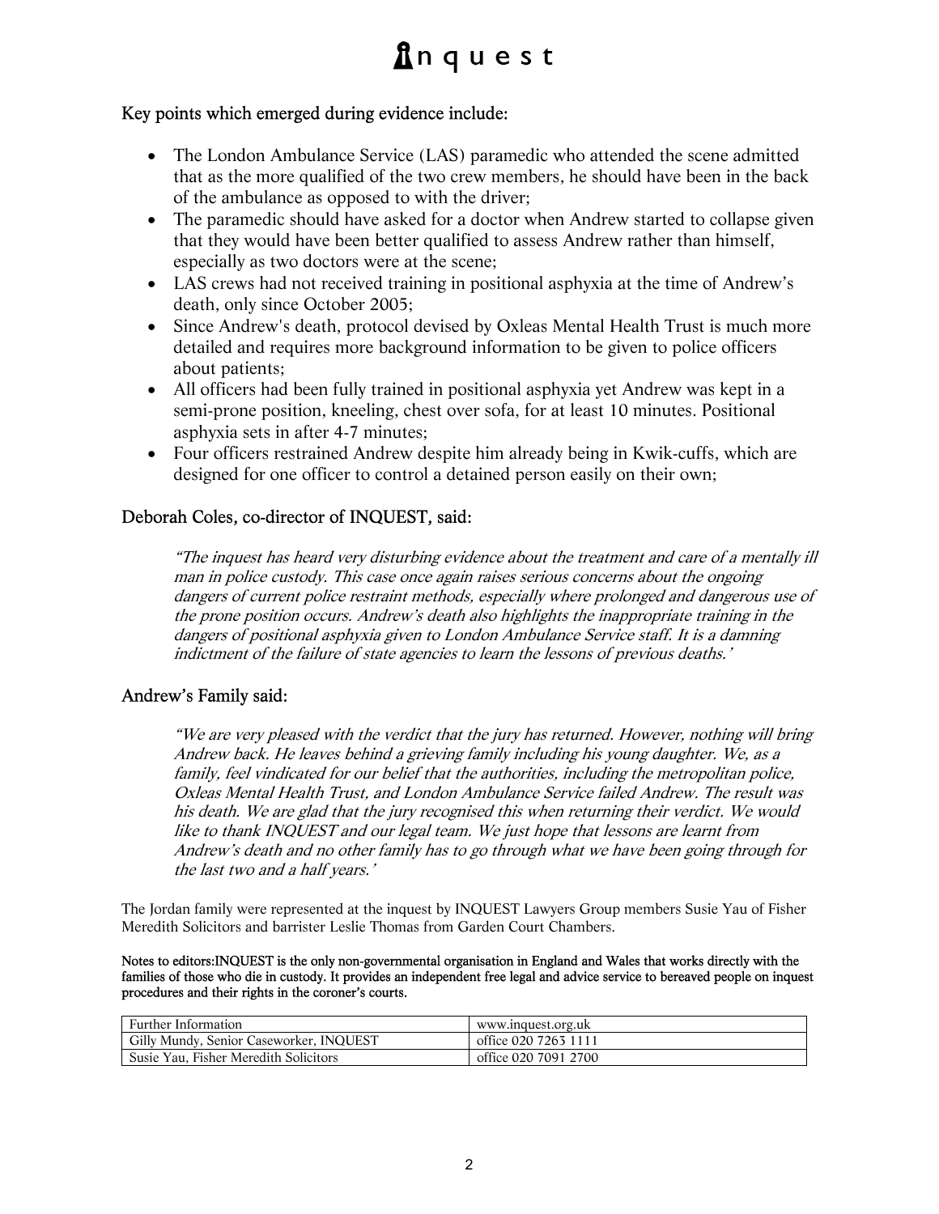Key points which emerged during evidence include:

- The London Ambulance Service (LAS) paramedic who attended the scene admitted that as the more qualified of the two crew members, he should have been in the back of the ambulance as opposed to with the driver;
- The paramedic should have asked for a doctor when Andrew started to collapse given that they would have been better qualified to assess Andrew rather than himself, especially as two doctors were at the scene;
- LAS crews had not received training in positional asphyxia at the time of Andrew's death, only since October 2005;
- Since Andrew's death, protocol devised by Oxleas Mental Health Trust is much more detailed and requires more background information to be given to police officers about patients;
- All officers had been fully trained in positional asphyxia yet Andrew was kept in a semi-prone position, kneeling, chest over sofa, for at least 10 minutes. Positional asphyxia sets in after 4-7 minutes;
- Four officers restrained Andrew despite him already being in Kwik-cuffs, which are designed for one officer to control a detained person easily on their own;

## Deborah Coles, co-director of INQUEST, said:

*"The inquest has heard very disturbing evidence about the treatment and care of a mentally ill man in police custody. This case once again raises serious concerns about the ongoing dangers of current police restraint methods, especially where prolonged and dangerous use of the prone position occurs. Andrew's death also highlights the inappropriate training in the dangers of positional asphyxia given to London Ambulance Service staff. It is a damning indictment of the failure of state agencies to learn the lessons of previous deaths.'*

## Andrew's Family said:

*"We are very pleased with the verdict that the jury has returned. However, nothing will bring Andrew back. He leaves behind a grieving family including his young daughter. We, as a family, feel vindicated for our belief that the authorities, including the metropolitan police, Oxleas Mental Health Trust, and London Ambulance Service failed Andrew. The result was his death. We are glad that the jury recognised this when returning their verdict. We would like to thank INQUEST and our legal team. We just hope that lessons are learnt from Andrew's death and no other family has to go through what we have been going through for the last two and a half years.'*

The Jordan family were represented at the inquest by INQUEST Lawyers Group members Susie Yau of Fisher Meredith Solicitors and barrister Leslie Thomas from Garden Court Chambers.

**Notes to editors:INQUEST is the only non-governmental organisation in England and Wales that works directly with the families of those who die in custody. It provides an independent free legal and advice service to bereaved people on inquest procedures and their rights in the coroner's courts.**

| | |
|---|---|
| Further Information | www.inquest.org.uk |
| Gilly Mundy, Senior Caseworker, INQUEST | office 020 7263 1111 |
| Susie Yau, Fisher Meredith Solicitors | office 020 7091 2700 |